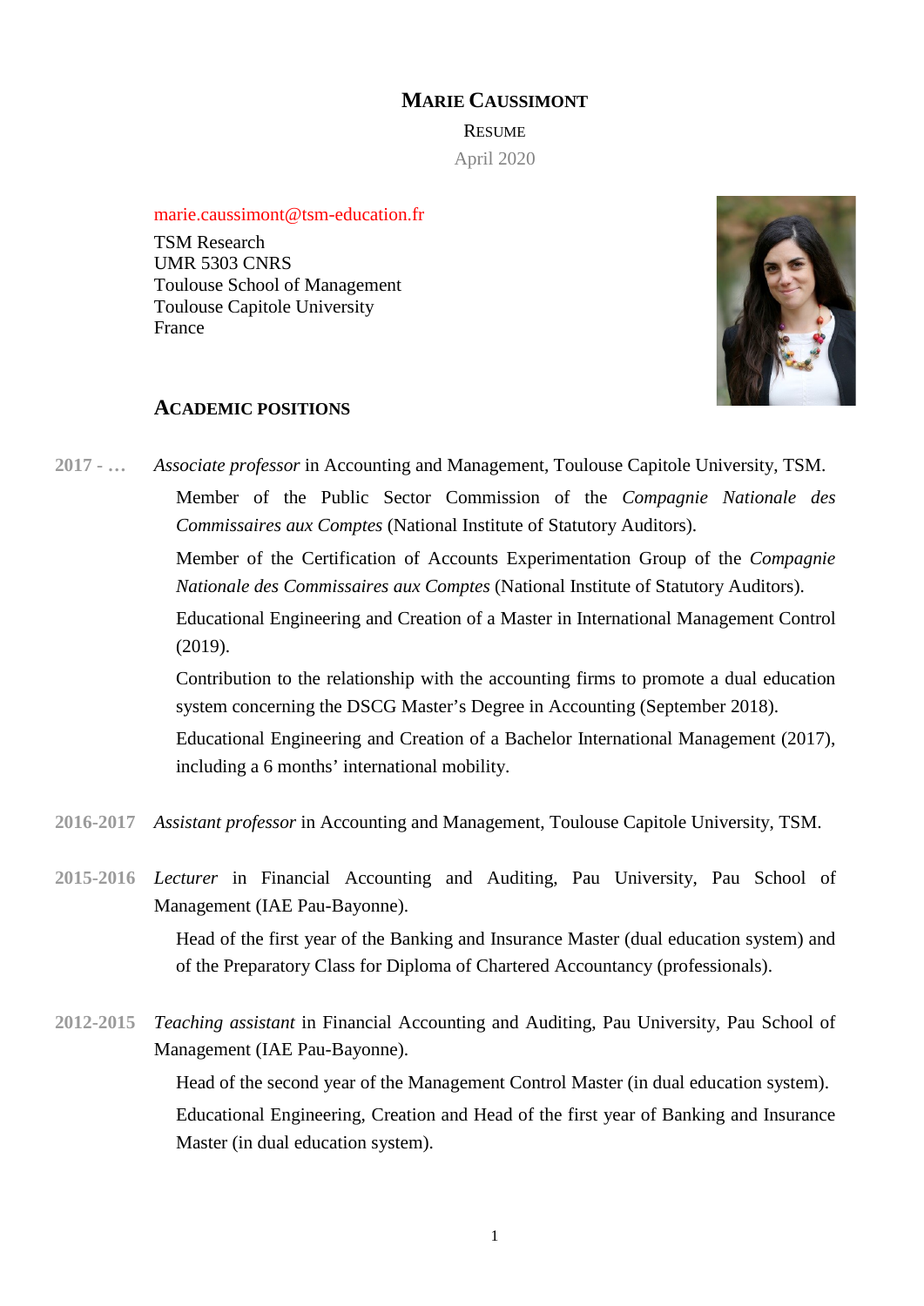# Marie Caussimont

Resume

April 2020

marie.caussimont@tsm-education.fr

TSM Research
UMR 5303 CNRS
Toulouse School of Management
Toulouse Capitole University
France

## Academic positions

**2017 - …** *Associate professor* in Accounting and Management, Toulouse Capitole University, TSM.

Member of the Public Sector Commission of the *Compagnie Nationale des Commissaires aux Comptes* (National Institute of Statutory Auditors).

Member of the Certification of Accounts Experimentation Group of the *Compagnie Nationale des Commissaires aux Comptes* (National Institute of Statutory Auditors).

Educational Engineering and Creation of a Master in International Management Control (2019).

Contribution to the relationship with the accounting firms to promote a dual education system concerning the DSCG Master's Degree in Accounting (September 2018).

Educational Engineering and Creation of a Bachelor International Management (2017), including a 6 months' international mobility.

**2016-2017** *Assistant professor* in Accounting and Management, Toulouse Capitole University, TSM.

**2015-2016** *Lecturer* in Financial Accounting and Auditing, Pau University, Pau School of Management (IAE Pau-Bayonne).

Head of the first year of the Banking and Insurance Master (dual education system) and of the Preparatory Class for Diploma of Chartered Accountancy (professionals).

**2012-2015** *Teaching assistant* in Financial Accounting and Auditing, Pau University, Pau School of Management (IAE Pau-Bayonne).

Head of the second year of the Management Control Master (in dual education system).

Educational Engineering, Creation and Head of the first year of Banking and Insurance Master (in dual education system).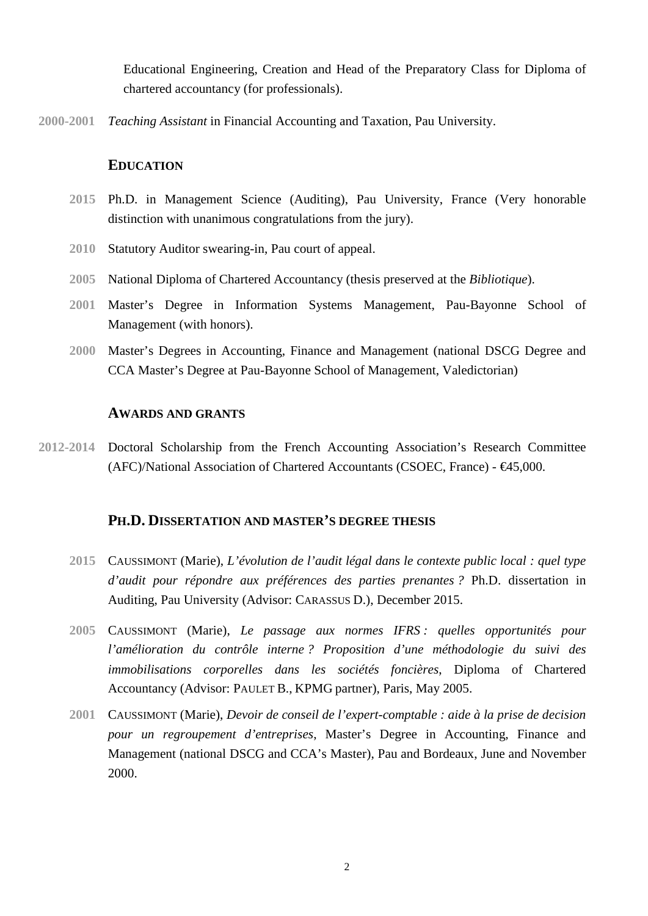Educational Engineering, Creation and Head of the Preparatory Class for Diploma of chartered accountancy (for professionals).

**2000-2001** *Teaching Assistant* in Financial Accounting and Taxation, Pau University.

## EDUCATION

**2015** Ph.D. in Management Science (Auditing), Pau University, France (Very honorable distinction with unanimous congratulations from the jury).

**2010** Statutory Auditor swearing-in, Pau court of appeal.

**2005** National Diploma of Chartered Accountancy (thesis preserved at the *Bibliotique*).

**2001** Master's Degree in Information Systems Management, Pau-Bayonne School of Management (with honors).

**2000** Master's Degrees in Accounting, Finance and Management (national DSCG Degree and CCA Master's Degree at Pau-Bayonne School of Management, Valedictorian)

## AWARDS AND GRANTS

**2012-2014** Doctoral Scholarship from the French Accounting Association's Research Committee (AFC)/National Association of Chartered Accountants (CSOEC, France) - €45,000.

## PH.D. DISSERTATION AND MASTER'S DEGREE THESIS

**2015** CAUSSIMONT (Marie), *L'évolution de l'audit légal dans le contexte public local : quel type d'audit pour répondre aux préférences des parties prenantes ?* Ph.D. dissertation in Auditing, Pau University (Advisor: CARASSUS D.), December 2015.

**2005** CAUSSIMONT (Marie), *Le passage aux normes IFRS : quelles opportunités pour l'amélioration du contrôle interne ? Proposition d'une méthodologie du suivi des immobilisations corporelles dans les sociétés foncières*, Diploma of Chartered Accountancy (Advisor: PAULET B., KPMG partner), Paris, May 2005.

**2001** CAUSSIMONT (Marie), *Devoir de conseil de l'expert-comptable : aide à la prise de decision pour un regroupement d'entreprises*, Master's Degree in Accounting, Finance and Management (national DSCG and CCA's Master), Pau and Bordeaux, June and November 2000.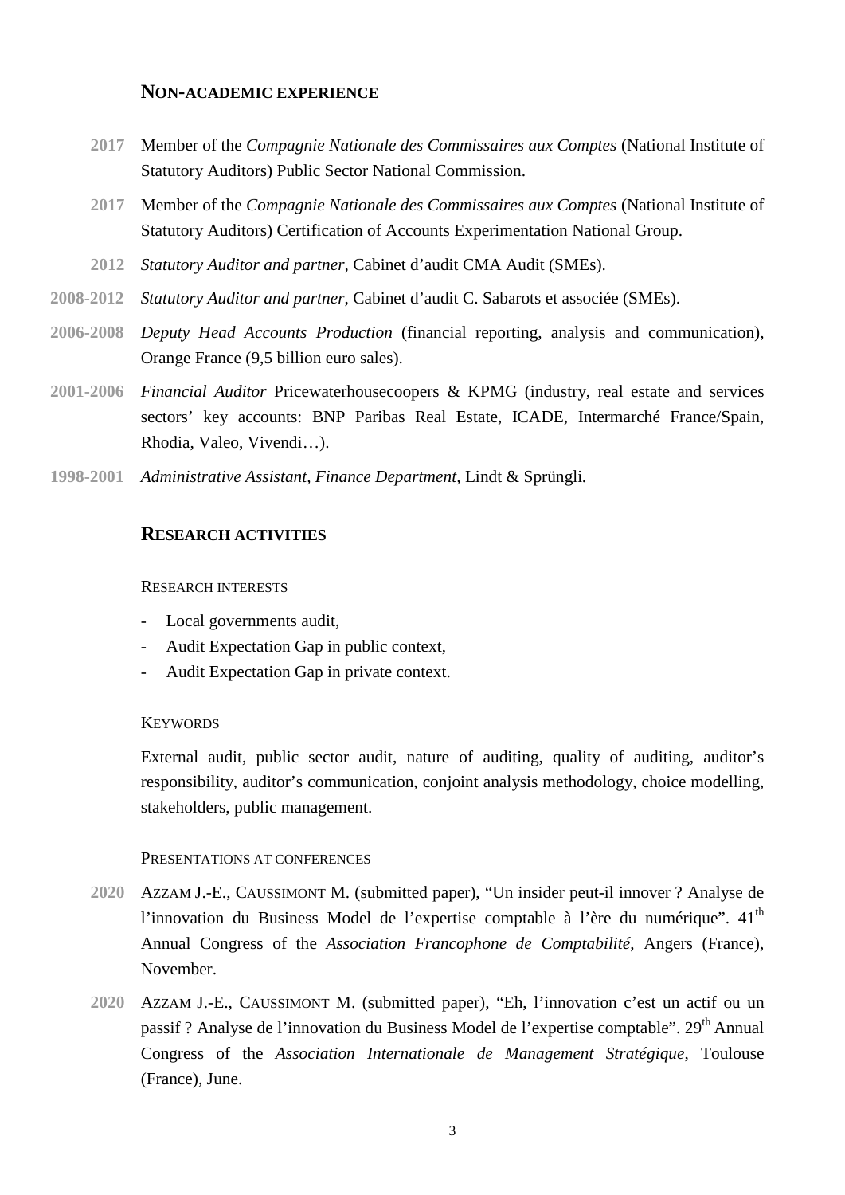## NON-ACADEMIC EXPERIENCE

**2017** Member of the *Compagnie Nationale des Commissaires aux Comptes* (National Institute of Statutory Auditors) Public Sector National Commission.

**2017** Member of the *Compagnie Nationale des Commissaires aux Comptes* (National Institute of Statutory Auditors) Certification of Accounts Experimentation National Group.

**2012** *Statutory Auditor and partner*, Cabinet d'audit CMA Audit (SMEs).

**2008-2012** *Statutory Auditor and partner*, Cabinet d'audit C. Sabarots et associée (SMEs).

**2006-2008** *Deputy Head Accounts Production* (financial reporting, analysis and communication), Orange France (9,5 billion euro sales).

**2001-2006** *Financial Auditor* Pricewaterhousecoopers & KPMG (industry, real estate and services sectors' key accounts: BNP Paribas Real Estate, ICADE, Intermarché France/Spain, Rhodia, Valeo, Vivendi…).

**1998-2001** *Administrative Assistant, Finance Department*, Lindt & Sprüngli.

## RESEARCH ACTIVITIES

### RESEARCH INTERESTS

- Local governments audit,
- Audit Expectation Gap in public context,
- Audit Expectation Gap in private context.

### KEYWORDS

External audit, public sector audit, nature of auditing, quality of auditing, auditor's responsibility, auditor's communication, conjoint analysis methodology, choice modelling, stakeholders, public management.

### PRESENTATIONS AT CONFERENCES

**2020** AZZAM J.-E., CAUSSIMONT M. (submitted paper), "Un insider peut-il innover ? Analyse de l'innovation du Business Model de l'expertise comptable à l'ère du numérique". 41th Annual Congress of the *Association Francophone de Comptabilité*, Angers (France), November.

**2020** AZZAM J.-E., CAUSSIMONT M. (submitted paper), "Eh, l'innovation c'est un actif ou un passif ? Analyse de l'innovation du Business Model de l'expertise comptable". 29th Annual Congress of the *Association Internationale de Management Stratégique*, Toulouse (France), June.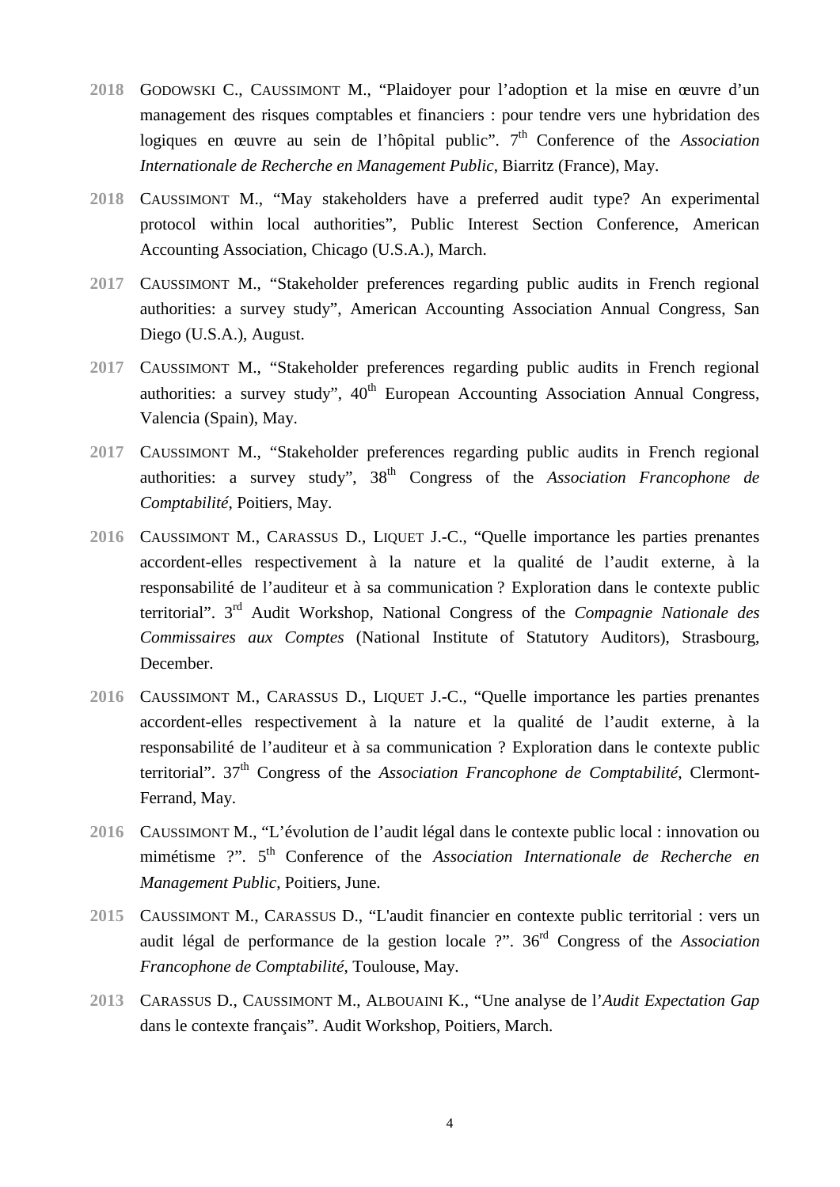**2018** GODOWSKI C., CAUSSIMONT M., “Plaidoyer pour l’adoption et la mise en œuvre d’un management des risques comptables et financiers : pour tendre vers une hybridation des logiques en œuvre au sein de l’hôpital public”. 7th Conference of the *Association Internationale de Recherche en Management Public*, Biarritz (France), May.

**2018** CAUSSIMONT M., “May stakeholders have a preferred audit type? An experimental protocol within local authorities”, Public Interest Section Conference, American Accounting Association, Chicago (U.S.A.), March.

**2017** CAUSSIMONT M., “Stakeholder preferences regarding public audits in French regional authorities: a survey study”, American Accounting Association Annual Congress, San Diego (U.S.A.), August.

**2017** CAUSSIMONT M., “Stakeholder preferences regarding public audits in French regional authorities: a survey study”, 40th European Accounting Association Annual Congress, Valencia (Spain), May.

**2017** CAUSSIMONT M., “Stakeholder preferences regarding public audits in French regional authorities: a survey study”, 38th Congress of the *Association Francophone de Comptabilité*, Poitiers, May.

**2016** CAUSSIMONT M., CARASSUS D., LIQUET J.-C., “Quelle importance les parties prenantes accordent-elles respectivement à la nature et la qualité de l’audit externe, à la responsabilité de l’auditeur et à sa communication ? Exploration dans le contexte public territorial”. 3rd Audit Workshop, National Congress of the *Compagnie Nationale des Commissaires aux Comptes* (National Institute of Statutory Auditors), Strasbourg, December.

**2016** CAUSSIMONT M., CARASSUS D., LIQUET J.-C., “Quelle importance les parties prenantes accordent-elles respectivement à la nature et la qualité de l’audit externe, à la responsabilité de l’auditeur et à sa communication ? Exploration dans le contexte public territorial”. 37th Congress of the *Association Francophone de Comptabilité*, Clermont-Ferrand, May.

**2016** CAUSSIMONT M., “L’évolution de l’audit légal dans le contexte public local : innovation ou mimétisme ?”. 5th Conference of the *Association Internationale de Recherche en Management Public*, Poitiers, June.

**2015** CAUSSIMONT M., CARASSUS D., “L'audit financier en contexte public territorial : vers un audit légal de performance de la gestion locale ?”. 36rd Congress of the *Association Francophone de Comptabilité*, Toulouse, May.

**2013** CARASSUS D., CAUSSIMONT M., ALBOUAINI K., “Une analyse de l’*Audit Expectation Gap* dans le contexte français”. Audit Workshop, Poitiers, March.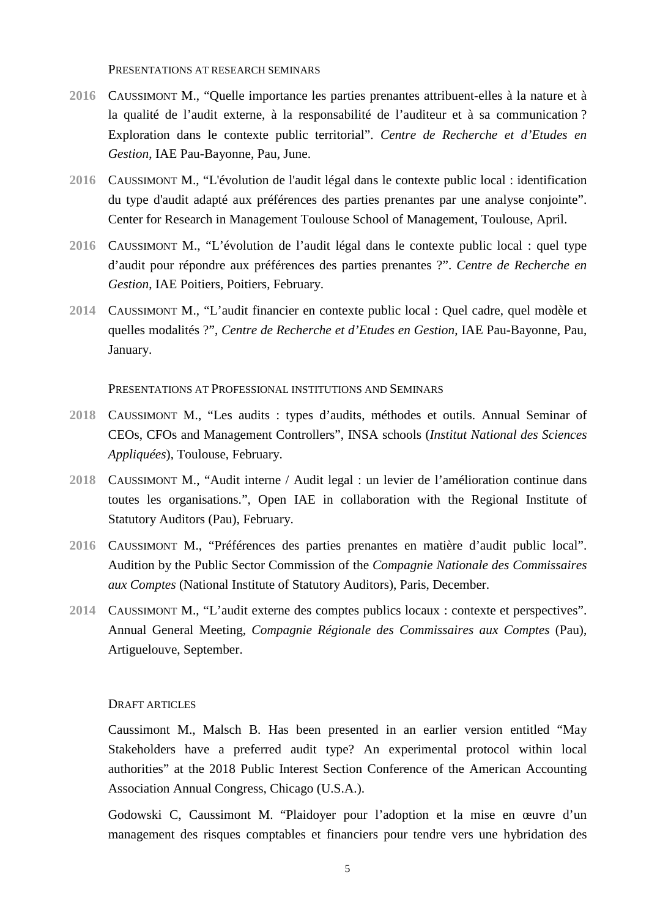### Presentations at research seminars

**2016** Caussimont M., “Quelle importance les parties prenantes attribuent-elles à la nature et à la qualité de l’audit externe, à la responsabilité de l’auditeur et à sa communication ? Exploration dans le contexte public territorial”. *Centre de Recherche et d’Etudes en Gestion*, IAE Pau-Bayonne, Pau, June.

**2016** Caussimont M., “L'évolution de l'audit légal dans le contexte public local : identification du type d'audit adapté aux préférences des parties prenantes par une analyse conjointe”. Center for Research in Management Toulouse School of Management, Toulouse, April.

**2016** Caussimont M., “L’évolution de l’audit légal dans le contexte public local : quel type d’audit pour répondre aux préférences des parties prenantes ?”. *Centre de Recherche en Gestion*, IAE Poitiers, Poitiers, February.

**2014** Caussimont M., “L’audit financier en contexte public local : Quel cadre, quel modèle et quelles modalités ?”, *Centre de Recherche et d’Etudes en Gestion*, IAE Pau-Bayonne, Pau, January.

### Presentations at Professional institutions and Seminars

**2018** Caussimont M., “Les audits : types d’audits, méthodes et outils. Annual Seminar of CEOs, CFOs and Management Controllers”, INSA schools (*Institut National des Sciences Appliquées*), Toulouse, February.

**2018** Caussimont M., “Audit interne / Audit legal : un levier de l’amélioration continue dans toutes les organisations.”, Open IAE in collaboration with the Regional Institute of Statutory Auditors (Pau), February.

**2016** Caussimont M., “Préférences des parties prenantes en matière d’audit public local”. Audition by the Public Sector Commission of the *Compagnie Nationale des Commissaires aux Comptes* (National Institute of Statutory Auditors), Paris, December.

**2014** Caussimont M., “L’audit externe des comptes publics locaux : contexte et perspectives”. Annual General Meeting, *Compagnie Régionale des Commissaires aux Comptes* (Pau), Artiguelouve, September.

### Draft articles

Caussimont M., Malsch B. Has been presented in an earlier version entitled “May Stakeholders have a preferred audit type? An experimental protocol within local authorities” at the 2018 Public Interest Section Conference of the American Accounting Association Annual Congress, Chicago (U.S.A.).

Godowski C, Caussimont M. “Plaidoyer pour l’adoption et la mise en œuvre d’un management des risques comptables et financiers pour tendre vers une hybridation des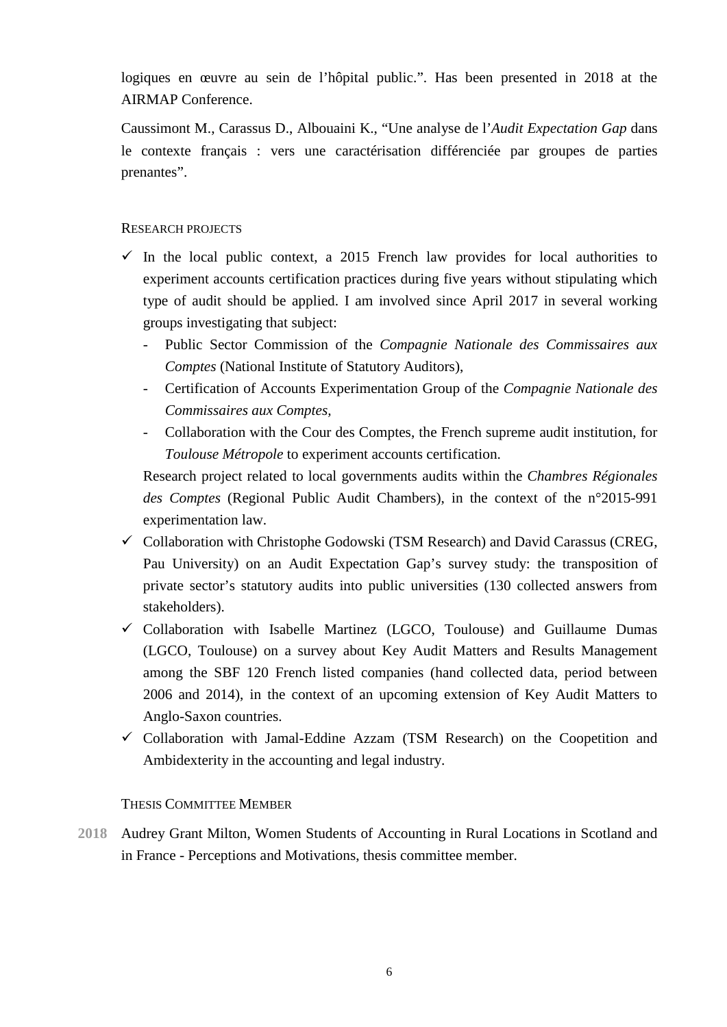logiques en œuvre au sein de l'hôpital public.". Has been presented in 2018 at the AIRMAP Conference.

Caussimont M., Carassus D., Albouaini K., "Une analyse de l'*Audit Expectation Gap* dans le contexte français : vers une caractérisation différenciée par groupes de parties prenantes".

### RESEARCH PROJECTS

- ✓ In the local public context, a 2015 French law provides for local authorities to experiment accounts certification practices during five years without stipulating which type of audit should be applied. I am involved since April 2017 in several working groups investigating that subject:
  - Public Sector Commission of the *Compagnie Nationale des Commissaires aux Comptes* (National Institute of Statutory Auditors),
  - Certification of Accounts Experimentation Group of the *Compagnie Nationale des Commissaires aux Comptes,*
  - Collaboration with the Cour des Comptes, the French supreme audit institution, for *Toulouse Métropole* to experiment accounts certification.

  Research project related to local governments audits within the *Chambres Régionales des Comptes* (Regional Public Audit Chambers), in the context of the n°2015-991 experimentation law.
- ✓ Collaboration with Christophe Godowski (TSM Research) and David Carassus (CREG, Pau University) on an Audit Expectation Gap's survey study: the transposition of private sector's statutory audits into public universities (130 collected answers from stakeholders).
- ✓ Collaboration with Isabelle Martinez (LGCO, Toulouse) and Guillaume Dumas (LGCO, Toulouse) on a survey about Key Audit Matters and Results Management among the SBF 120 French listed companies (hand collected data, period between 2006 and 2014), in the context of an upcoming extension of Key Audit Matters to Anglo-Saxon countries.
- ✓ Collaboration with Jamal-Eddine Azzam (TSM Research) on the Coopetition and Ambidexterity in the accounting and legal industry.

### THESIS COMMITTEE MEMBER

**2018** Audrey Grant Milton, Women Students of Accounting in Rural Locations in Scotland and in France - Perceptions and Motivations, thesis committee member.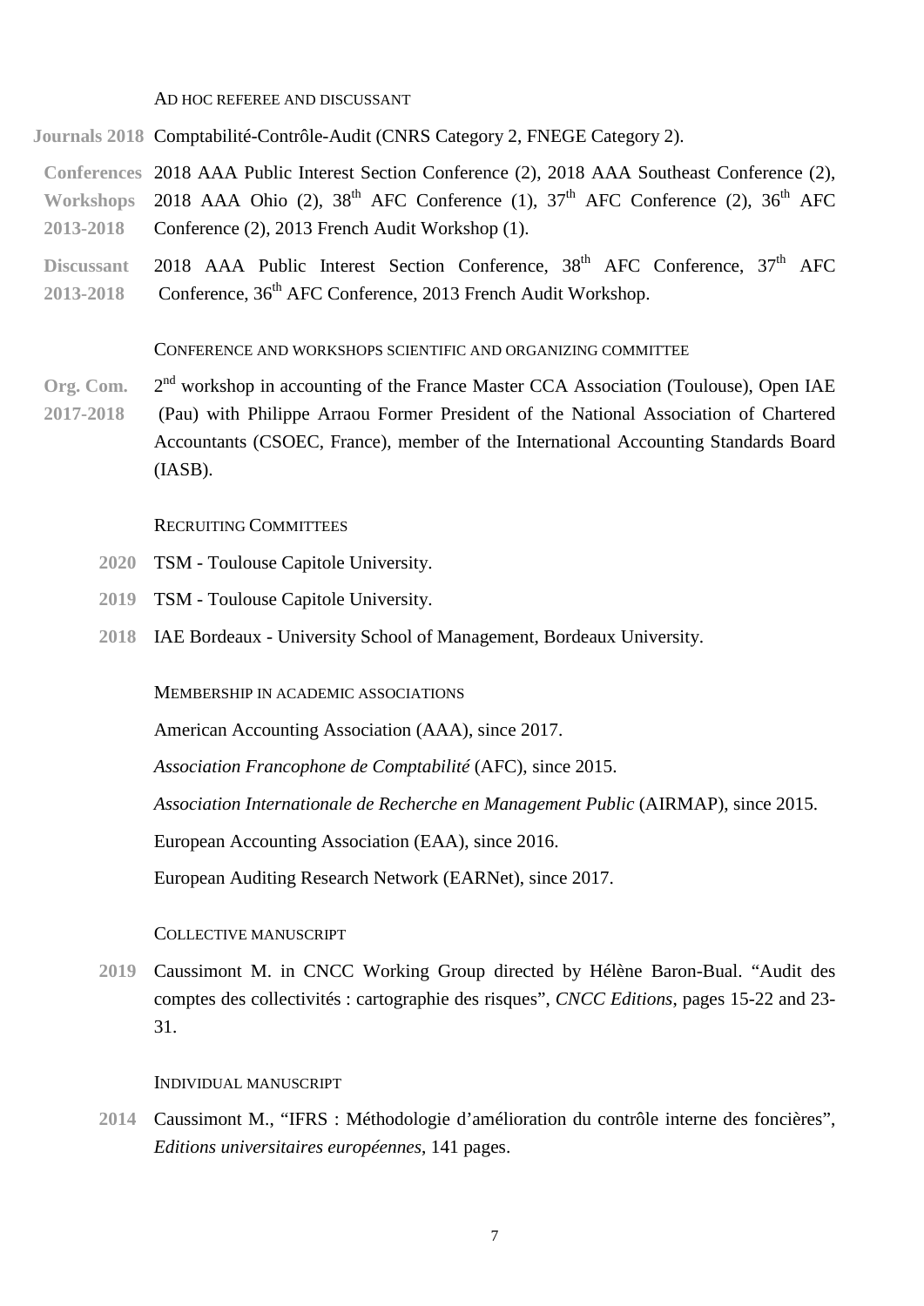### Ad hoc referee and discussant

**Journals 2018** Comptabilité-Contrôle-Audit (CNRS Category 2, FNEGE Category 2).

**Conferences Workshops 2013-2018** 2018 AAA Public Interest Section Conference (2), 2018 AAA Southeast Conference (2), 2018 AAA Ohio (2), 38th AFC Conference (1), 37th AFC Conference (2), 36th AFC Conference (2), 2013 French Audit Workshop (1).

**Discussant 2013-2018** 2018 AAA Public Interest Section Conference, 38th AFC Conference, 37th AFC Conference, 36th AFC Conference, 2013 French Audit Workshop.

### Conference and workshops scientific and organizing committee

**Org. Com. 2017-2018** 2nd workshop in accounting of the France Master CCA Association (Toulouse), Open IAE (Pau) with Philippe Arraou Former President of the National Association of Chartered Accountants (CSOEC, France), member of the International Accounting Standards Board (IASB).

### Recruiting Committees

**2020** TSM - Toulouse Capitole University.

**2019** TSM - Toulouse Capitole University.

**2018** IAE Bordeaux - University School of Management, Bordeaux University.

### Membership in academic associations

American Accounting Association (AAA), since 2017.

*Association Francophone de Comptabilité* (AFC), since 2015.

*Association Internationale de Recherche en Management Public* (AIRMAP), since 2015.

European Accounting Association (EAA), since 2016.

European Auditing Research Network (EARNet), since 2017.

### Collective manuscript

**2019** Caussimont M. in CNCC Working Group directed by Hélène Baron-Bual. "Audit des comptes des collectivités : cartographie des risques", *CNCC Editions*, pages 15-22 and 23-31.

### Individual manuscript

**2014** Caussimont M., "IFRS : Méthodologie d'amélioration du contrôle interne des foncières", *Editions universitaires européennes*, 141 pages.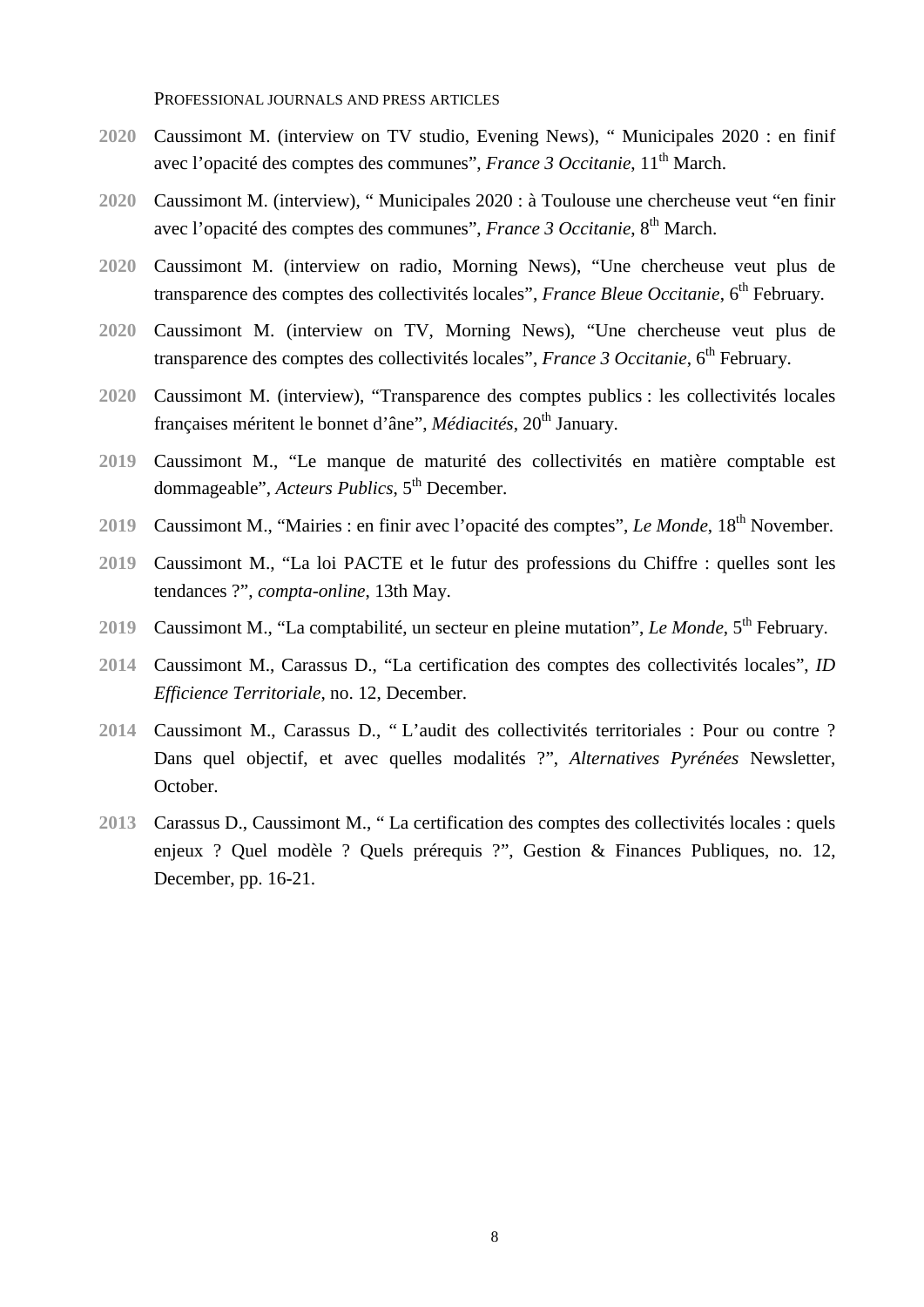Professional journals and press articles

**2020** Caussimont M. (interview on TV studio, Evening News), “ Municipales 2020 : en finif avec l’opacité des comptes des communes”, *France 3 Occitanie*, 11th March.

**2020** Caussimont M. (interview), “ Municipales 2020 : à Toulouse une chercheuse veut “en finir avec l’opacité des comptes des communes”, *France 3 Occitanie*, 8th March.

**2020** Caussimont M. (interview on radio, Morning News), “Une chercheuse veut plus de transparence des comptes des collectivités locales”, *France Bleue Occitanie*, 6th February.

**2020** Caussimont M. (interview on TV, Morning News), “Une chercheuse veut plus de transparence des comptes des collectivités locales”, *France 3 Occitanie*, 6th February.

**2020** Caussimont M. (interview), “Transparence des comptes publics : les collectivités locales françaises méritent le bonnet d’âne”, *Médiacités*, 20th January.

**2019** Caussimont M., “Le manque de maturité des collectivités en matière comptable est dommageable”, *Acteurs Publics*, 5th December.

**2019** Caussimont M., “Mairies : en finir avec l’opacité des comptes”, *Le Monde*, 18th November.

**2019** Caussimont M., “La loi PACTE et le futur des professions du Chiffre : quelles sont les tendances ?”, *compta-online*, 13th May.

**2019** Caussimont M., “La comptabilité, un secteur en pleine mutation”, *Le Monde*, 5th February.

**2014** Caussimont M., Carassus D., “La certification des comptes des collectivités locales”, *ID Efficience Territoriale*, no. 12, December.

**2014** Caussimont M., Carassus D., “ L’audit des collectivités territoriales : Pour ou contre ? Dans quel objectif, et avec quelles modalités ?”, *Alternatives Pyrénées* Newsletter, October.

**2013** Carassus D., Caussimont M., “ La certification des comptes des collectivités locales : quels enjeux ? Quel modèle ? Quels prérequis ?”, Gestion & Finances Publiques, no. 12, December, pp. 16-21.